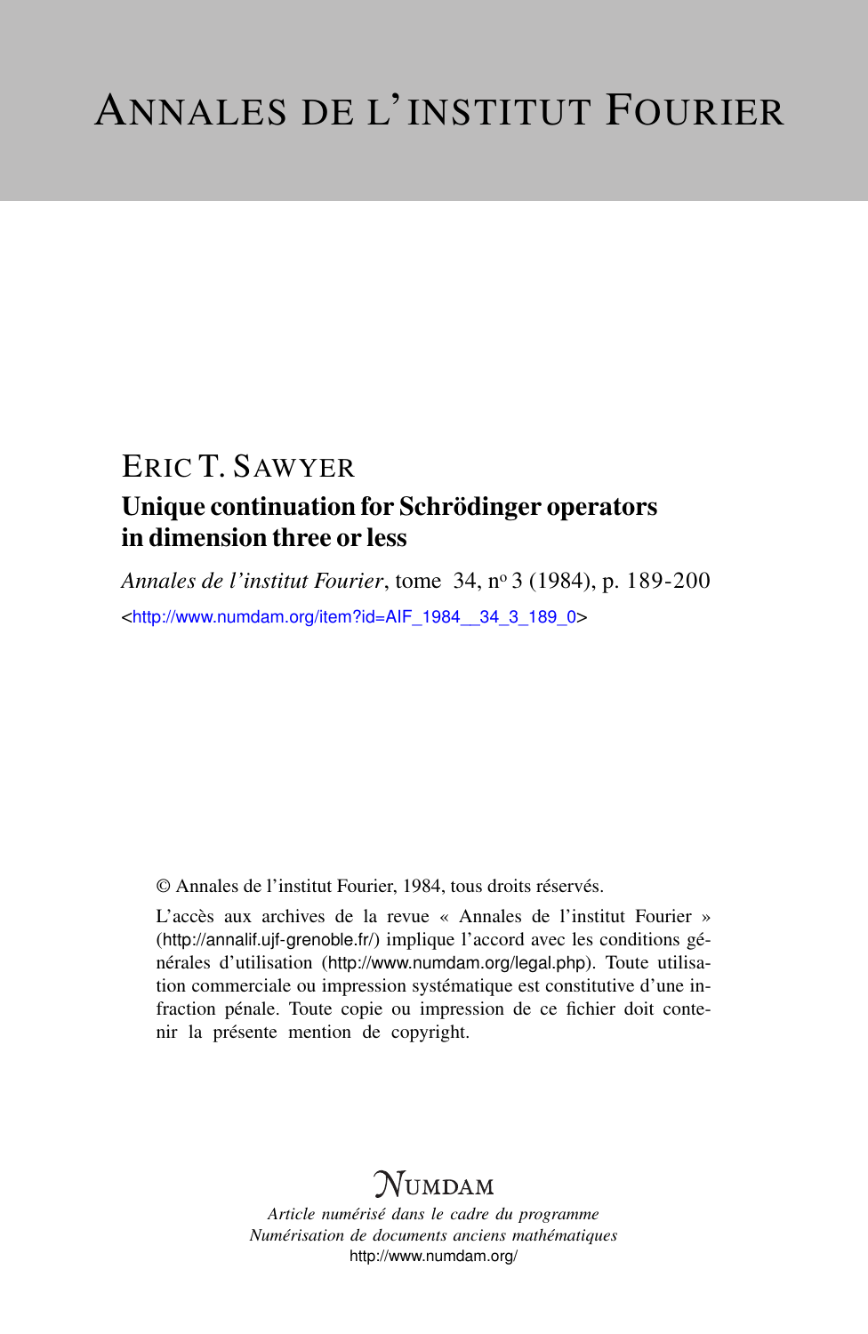# ANNALES DE L'INSTITUT FOURIER

ERIC T. SAWYER

## Unique continuation for Schrödinger operators in dimension three or less

*Annales de l'institut Fourier*, tome 34, nº 3 (1984), p. 189-200

<http://www.numdam.org/item?id=AIF_1984__34_3_189_0>

© Annales de l'institut Fourier, 1984, tous droits réservés.

L'accès aux archives de la revue « Annales de l'institut Fourier » (http://annalif.ujf-grenoble.fr/) implique l'accord avec les conditions générales d'utilisation (http://www.numdam.org/legal.php). Toute utilisation commerciale ou impression systématique est constitutive d'une infraction pénale. Toute copie ou impression de ce fichier doit contenir la présente mention de copyright.

NUMDAM

*Article numérisé dans le cadre du programme*
*Numérisation de documents anciens mathématiques*
http://www.numdam.org/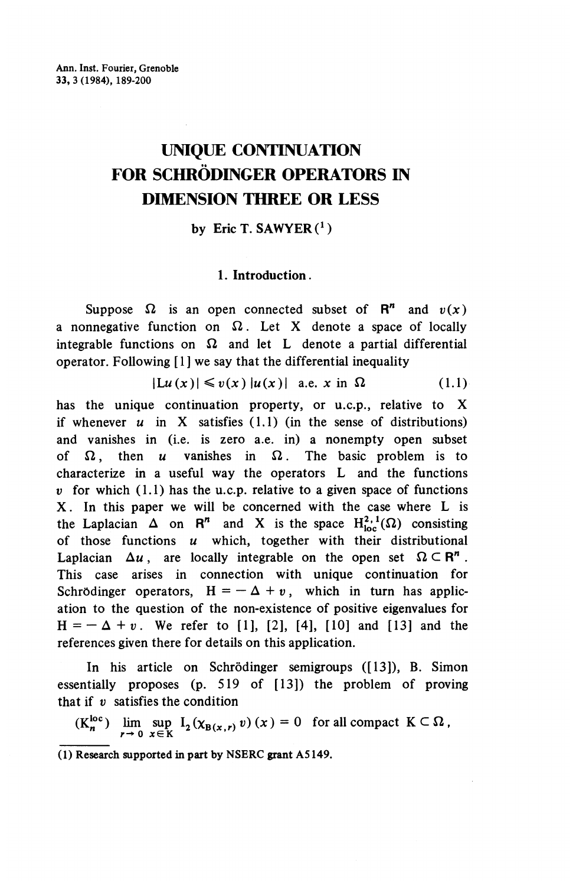Ann. Inst. Fourier, Grenoble
33, 3 (1984), 189-200

# UNIQUE CONTINUATION FOR SCHRÖDINGER OPERATORS IN DIMENSION THREE OR LESS

by Eric T. SAWYER (1)

## 1. Introduction.

Suppose $\Omega$ is an open connected subset of $\mathbf{R}^n$ and $v(x)$ a nonnegative function on $\Omega$. Let X denote a space of locally integrable functions on $\Omega$ and let L denote a partial differential operator. Following [1] we say that the differential inequality

$$|\mathrm{L}u(x)| \leqslant v(x)\,|u(x)| \quad \text{a.e. } x \text{ in } \Omega \tag{1.1}$$

has the unique continuation property, or u.c.p., relative to X if whenever $u$ in X satisfies (1.1) (in the sense of distributions) and vanishes in (i.e. is zero a.e. in) a nonempty open subset of $\Omega$, then $u$ vanishes in $\Omega$. The basic problem is to characterize in a useful way the operators L and the functions $v$ for which (1.1) has the u.c.p. relative to a given space of functions X. In this paper we will be concerned with the case where L is the Laplacian $\Delta$ on $\mathbf{R}^n$ and X is the space $\mathrm{H}^{2,1}_{\mathrm{loc}}(\Omega)$ consisting of those functions $u$ which, together with their distributional Laplacian $\Delta u$, are locally integrable on the open set $\Omega \subset \mathbf{R}^n$. This case arises in connection with unique continuation for Schrödinger operators, $\mathrm{H} = -\Delta + v$, which in turn has application to the question of the non-existence of positive eigenvalues for $\mathrm{H} = -\Delta + v$. We refer to [1], [2], [4], [10] and [13] and the references given there for details on this application.

In his article on Schrödinger semigroups ([13]), B. Simon essentially proposes (p. 519 of [13]) the problem of proving that if $v$ satisfies the condition

$$(\mathrm{K}_n^{\mathrm{loc}}) \quad \lim_{r\to 0}\ \sup_{x\in \mathrm{K}} \mathrm{I}_2(\chi_{\mathrm{B}(x,r)}\,v)(x) = 0 \quad \text{for all compact } \mathrm{K} \subset \Omega\,,$$

(1) Research supported in part by NSERC grant A5149.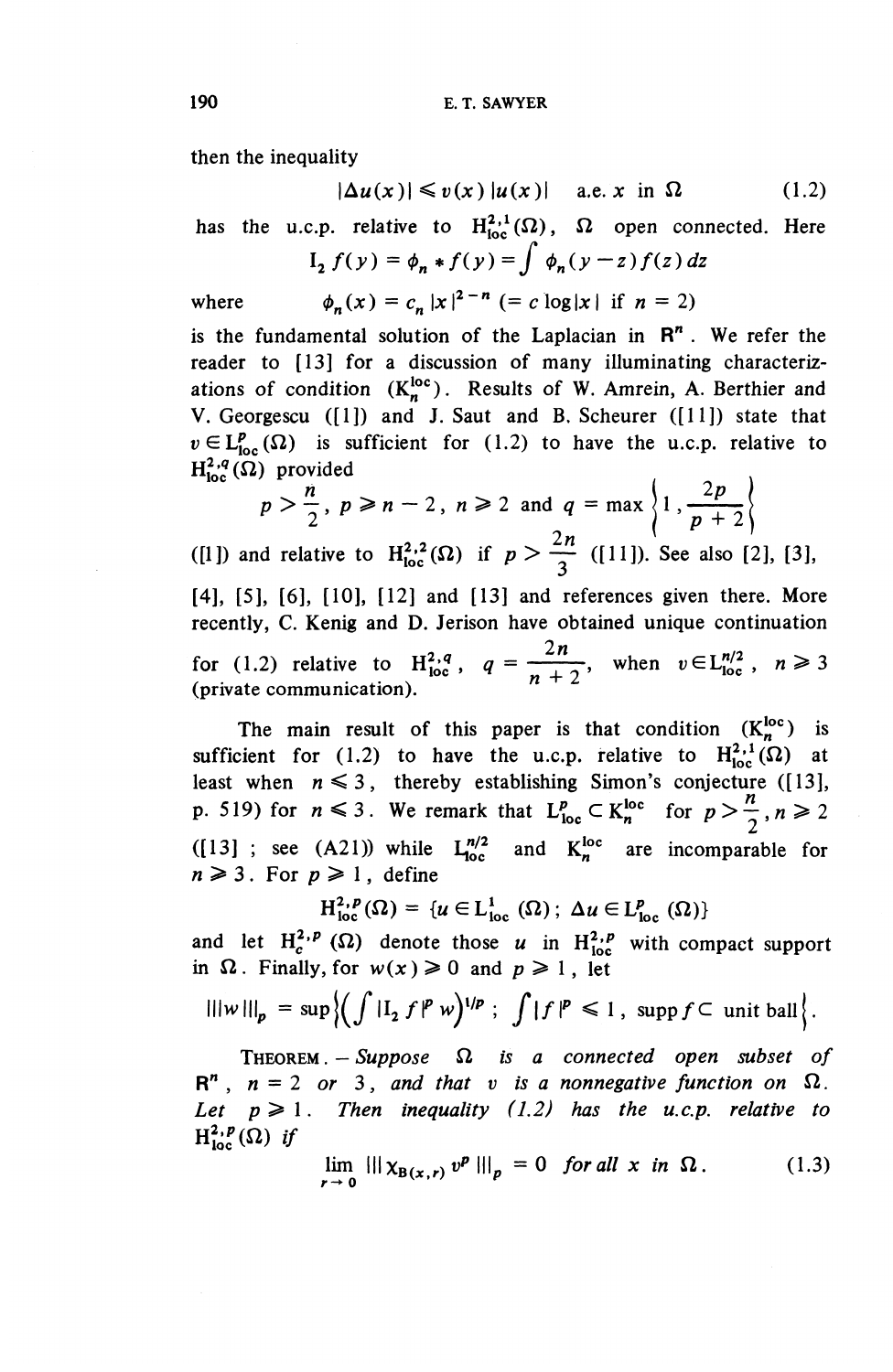then the inequality

$$|\Delta u(x)| \leqslant v(x)\,|u(x)| \quad \text{a.e. } x \text{ in } \Omega \tag{1.2}$$

has the u.c.p. relative to $H^{2,1}_{\mathrm{loc}}(\Omega)$, $\Omega$ open connected. Here

$$I_2 f(y) = \phi_n * f(y) = \int \phi_n(y-z) f(z)\, dz$$

where $\qquad \phi_n(x) = c_n |x|^{2-n}$ $(= c \log|x|$ if $n = 2)$

is the fundamental solution of the Laplacian in $\mathbf{R}^n$. We refer the reader to [13] for a discussion of many illuminating characterizations of condition $(K_n^{\mathrm{loc}})$. Results of W. Amrein, A. Berthier and V. Georgescu ([1]) and J. Saut and B. Scheurer ([11]) state that $v \in L^p_{\mathrm{loc}}(\Omega)$ is sufficient for (1.2) to have the u.c.p. relative to $H^{2,q}_{\mathrm{loc}}(\Omega)$ provided

$$p > \frac{n}{2},\ p \geqslant n-2,\ n \geqslant 2 \text{ and } q = \max\left\{1, \frac{2p}{p+2}\right\}$$

([1]) and relative to $H^{2,2}_{\mathrm{loc}}(\Omega)$ if $p > \dfrac{2n}{3}$ ([11]). See also [2], [3], [4], [5], [6], [10], [12] and [13] and references given there. More recently, C. Kenig and D. Jerison have obtained unique continuation for (1.2) relative to $H^{2,q}_{\mathrm{loc}}$, $q = \dfrac{2n}{n+2}$, when $v \in L^{n/2}_{\mathrm{loc}}$, $n \geqslant 3$ (private communication).

The main result of this paper is that condition $(K_n^{\mathrm{loc}})$ is sufficient for (1.2) to have the u.c.p. relative to $H^{2,1}_{\mathrm{loc}}(\Omega)$ at least when $n \leqslant 3$, thereby establishing Simon's conjecture ([13], p. 519) for $n \leqslant 3$. We remark that $L^p_{\mathrm{loc}} \subset K_n^{\mathrm{loc}}$ for $p > \dfrac{n}{2}, n \geqslant 2$ ([13] ; see (A21)) while $L^{n/2}_{\mathrm{loc}}$ and $K_n^{\mathrm{loc}}$ are incomparable for $n \geqslant 3$. For $p \geqslant 1$, define

$$H^{2,p}_{\mathrm{loc}}(\Omega) = \{u \in L^1_{\mathrm{loc}}(\Omega)\, ;\ \Delta u \in L^p_{\mathrm{loc}}(\Omega)\}$$

and let $H^{2,p}_c(\Omega)$ denote those $u$ in $H^{2,p}_{\mathrm{loc}}$ with compact support in $\Omega$. Finally, for $w(x) \geqslant 0$ and $p \geqslant 1$, let

$$|||w|||_p = \sup\left\{\left(\int |I_2 f|^p w\right)^{1/p} ;\ \int |f|^p \leqslant 1,\ \operatorname{supp} f \subset \text{unit ball}\right\}.$$

THEOREM. — *Suppose $\Omega$ is a connected open subset of $\mathbf{R}^n$, $n = 2$ or $3$, and that $v$ is a nonnegative function on $\Omega$. Let $p \geqslant 1$. Then inequality (1.2) has the u.c.p. relative to $H^{2,p}_{\mathrm{loc}}(\Omega)$ if*

$$\lim_{r \to 0} |||\chi_{B(x,r)} v^p|||_p = 0 \quad \textit{for all } x \textit{ in } \Omega. \tag{1.3}$$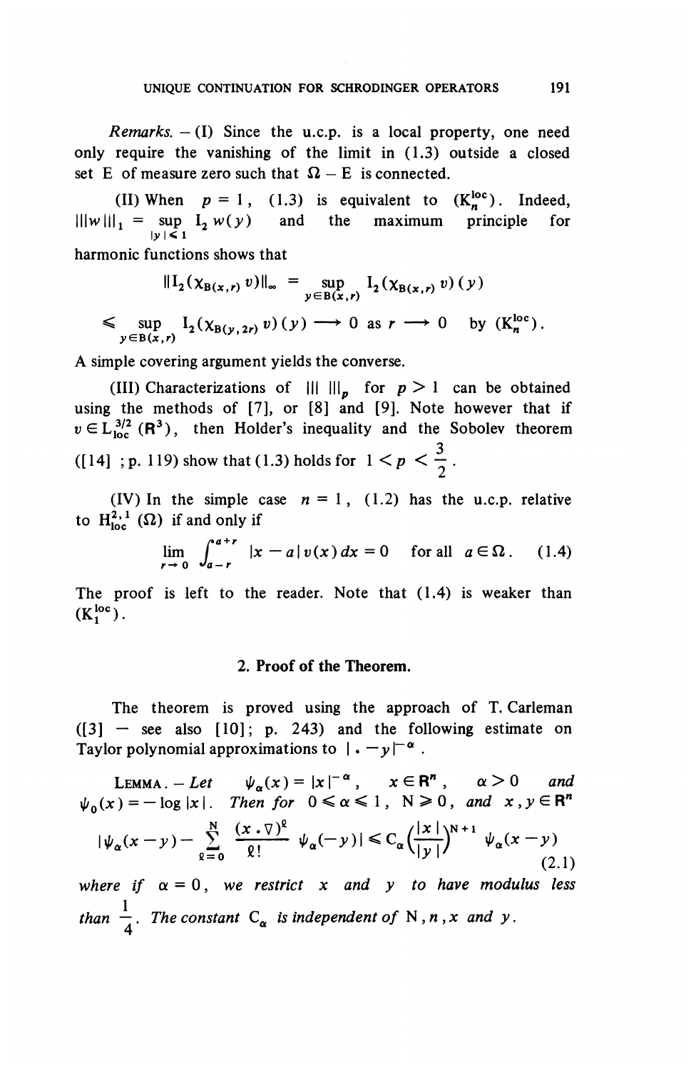*Remarks.* – (I) Since the u.c.p. is a local property, one need only require the vanishing of the limit in (1.3) outside a closed set E of measure zero such that $\Omega - E$ is connected.

(II) When $p = 1$, (1.3) is equivalent to $(K_n^{loc})$. Indeed, $|||w|||_1 = \sup_{|y| \leq 1} I_2 w(y)$ and the maximum principle for harmonic functions shows that

$$\|I_2(\chi_{B(x,r)} v)\|_\infty = \sup_{y \in B(x,r)} I_2(\chi_{B(x,r)} v)(y)$$

$$\leq \sup_{y \in B(x,r)} I_2(\chi_{B(y,2r)} v)(y) \longrightarrow 0 \text{ as } r \longrightarrow 0 \quad \text{by } (K_n^{loc}).$$

A simple covering argument yields the converse.

(III) Characterizations of $|||\ |||_p$ for $p > 1$ can be obtained using the methods of [7], or [8] and [9]. Note however that if $v \in L^{3/2}_{loc}(\mathbf{R}^3)$, then Holder's inequality and the Sobolev theorem ([14] ; p. 119) show that (1.3) holds for $1 < p < \frac{3}{2}$.

(IV) In the simple case $n = 1$, (1.2) has the u.c.p. relative to $H^{2,1}_{loc}(\Omega)$ if and only if

$$\lim_{r \to 0} \int_{a-r}^{a+r} |x - a| \, v(x) \, dx = 0 \quad \text{for all } a \in \Omega . \tag{1.4}$$

The proof is left to the reader. Note that (1.4) is weaker than $(K_1^{loc})$.

## 2. Proof of the Theorem.

The theorem is proved using the approach of T. Carleman ([3] – see also [10]; p. 243) and the following estimate on Taylor polynomial approximations to $|\,.\,-y|^{-\alpha}$.

LEMMA. – *Let* $\psi_\alpha(x) = |x|^{-\alpha}$, $x \in \mathbf{R}^n$, $\alpha > 0$ *and* $\psi_0(x) = -\log |x|$. *Then for* $0 \leq \alpha \leq 1$, $N \geq 0$, *and* $x, y \in \mathbf{R}^n$

$$\left|\psi_\alpha(x-y) - \sum_{\ell=0}^{N} \frac{(x\,.\,\nabla)^\ell}{\ell!} \psi_\alpha(-y)\right| \leq C_\alpha \left(\frac{|x|}{|y|}\right)^{N+1} \psi_\alpha(x-y) \tag{2.1}$$

*where if* $\alpha = 0$, *we restrict* $x$ *and* $y$ *to have modulus less than* $\frac{1}{4}$. *The constant* $C_\alpha$ *is independent of* $N, n, x$ *and* $y$.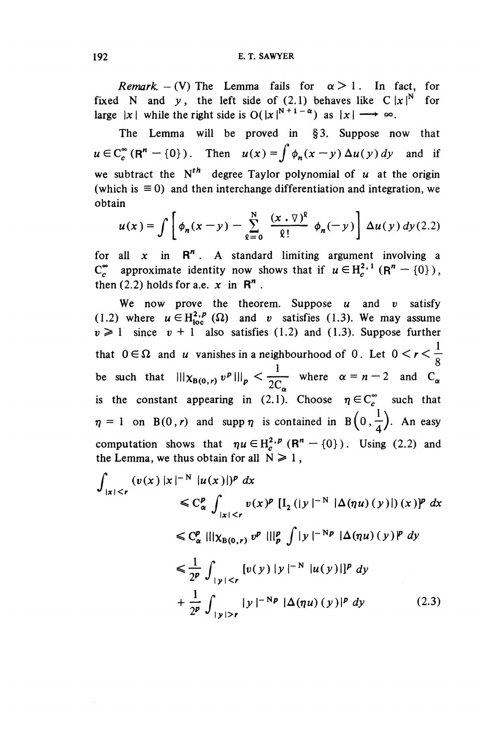*Remark.* – (V) The Lemma fails for $\alpha > 1$. In fact, for fixed N and $y$, the left side of (2.1) behaves like $C\,|x|^N$ for large $|x|$ while the right side is $O(|x|^{N+1-\alpha})$ as $|x| \longrightarrow \infty$.

The Lemma will be proved in §3. Suppose now that $u \in C_c^\infty(\mathbf{R}^n - \{0\})$. Then $u(x) = \int \phi_n(x-y)\,\Delta u(y)\,dy$ and if we subtract the $N^{th}$ degree Taylor polynomial of $u$ at the origin (which is $\equiv 0$) and then interchange differentiation and integration, we obtain

$$u(x) = \int \left[ \phi_n(x-y) - \sum_{\ell=0}^{N} \frac{(x\cdot\nabla)^\ell}{\ell!}\,\phi_n(-y) \right] \Delta u(y)\,dy \qquad (2.2)$$

for all $x$ in $\mathbf{R}^n$. A standard limiting argument involving a $C_c^\infty$ approximate identity now shows that if $u \in H_c^{2,1}(\mathbf{R}^n - \{0\})$, then (2.2) holds for a.e. $x$ in $\mathbf{R}^n$.

We now prove the theorem. Suppose $u$ and $v$ satisfy (1.2) where $u \in H_{\text{loc}}^{2,p}(\Omega)$ and $v$ satisfies (1.3). We may assume $v \geqslant 1$ since $v+1$ also satisfies (1.2) and (1.3). Suppose further that $0 \in \Omega$ and $u$ vanishes in a neighbourhood of $0$. Let $0 < r < \frac{1}{8}$ be such that $|||\chi_{B(0,r)}\,v^p|||_p < \frac{1}{2C_\alpha}$ where $\alpha = n-2$ and $C_\alpha$ is the constant appearing in (2.1). Choose $\eta \in C_c^\infty$ such that $\eta = 1$ on $B(0,r)$ and $\operatorname{supp}\eta$ is contained in $B\left(0,\frac{1}{4}\right)$. An easy computation shows that $\eta u \in H_c^{2,p}(\mathbf{R}^n - \{0\})$. Using (2.2) and the Lemma, we thus obtain for all $N \geqslant 1$,

$$\begin{aligned}
\int_{|x|<r} (v(x)\,|x|^{-N}\,|u(x)|)^p\,dx
&\leqslant C_\alpha^p \int_{|x|<r} v(x)^p\,[I_2(|y|^{-N}\,|\Delta(\eta u)(y)|)(x)]^p\,dx \\
&\leqslant C_\alpha^p\,|||\chi_{B(0,r)}\,v^p|||_p^p \int |y|^{-Np}\,|\Delta(\eta u)(y)|^p\,dy \\
&\leqslant \frac{1}{2^p}\int_{|y|<r} [v(y)\,|y|^{-N}\,|u(y)|]^p\,dy \\
&\quad + \frac{1}{2^p}\int_{|y|>r} |y|^{-Np}\,|\Delta(\eta u)(y)|^p\,dy \qquad (2.3)
\end{aligned}$$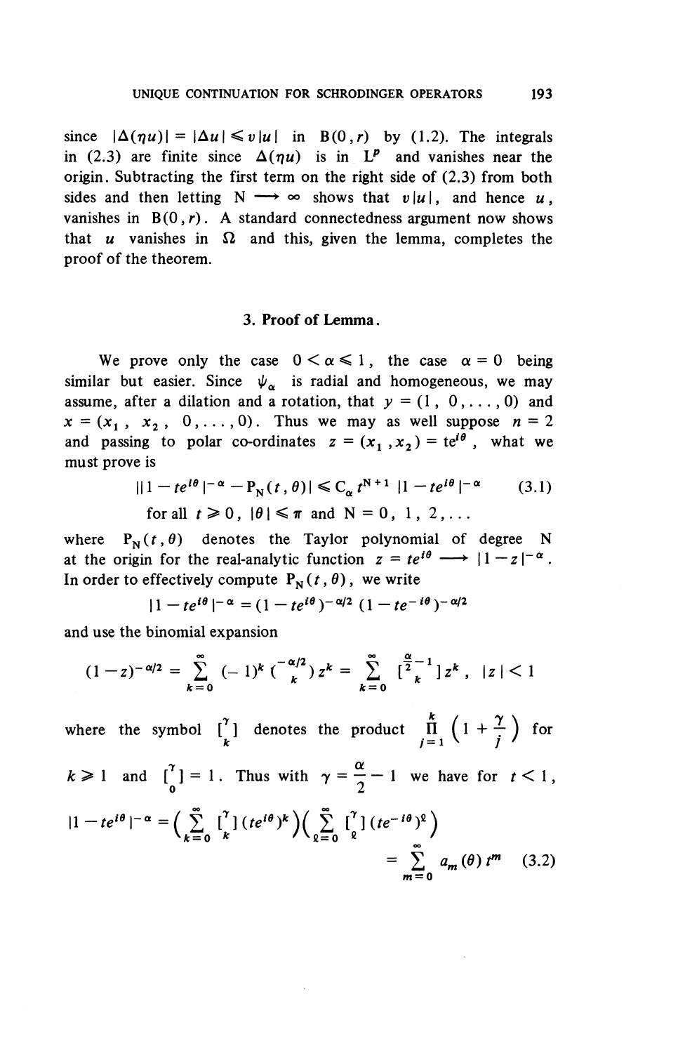since $|\Delta(\eta u)| = |\Delta u| \leqslant v|u|$ in $B(0,r)$ by (1.2). The integrals in (2.3) are finite since $\Delta(\eta u)$ is in $L^p$ and vanishes near the origin. Subtracting the first term on the right side of (2.3) from both sides and then letting $N \longrightarrow \infty$ shows that $v|u|$, and hence $u$, vanishes in $B(0,r)$. A standard connectedness argument now shows that $u$ vanishes in $\Omega$ and this, given the lemma, completes the proof of the theorem.

## 3. Proof of Lemma.

We prove only the case $0 < \alpha \leqslant 1$, the case $\alpha = 0$ being similar but easier. Since $\psi_\alpha$ is radial and homogeneous, we may assume, after a dilation and a rotation, that $y = (1, 0, \ldots, 0)$ and $x = (x_1, x_2, 0, \ldots, 0)$. Thus we may as well suppose $n = 2$ and passing to polar co-ordinates $z = (x_1, x_2) = te^{i\theta}$, what we must prove is

$$||1 - te^{i\theta}|^{-\alpha} - P_N(t,\theta)| \leqslant C_\alpha t^{N+1} |1 - te^{i\theta}|^{-\alpha} \tag{3.1}$$

for all $t \geqslant 0$, $|\theta| \leqslant \pi$ and $N = 0, 1, 2, \ldots$

where $P_N(t,\theta)$ denotes the Taylor polynomial of degree $N$ at the origin for the real-analytic function $z = te^{i\theta} \longrightarrow |1-z|^{-\alpha}$. In order to effectively compute $P_N(t,\theta)$, we write

$$|1 - te^{i\theta}|^{-\alpha} = (1 - te^{i\theta})^{-\alpha/2}(1 - te^{-i\theta})^{-\alpha/2}$$

and use the binomial expansion

$$(1-z)^{-\alpha/2} = \sum_{k=0}^{\infty} (-1)^k \binom{-\alpha/2}{k} z^k = \sum_{k=0}^{\infty} \left[\begin{matrix}\frac{\alpha}{2}-1\\ k\end{matrix}\right] z^k, \quad |z| < 1$$

where the symbol $\left[\begin{matrix}\gamma\\ k\end{matrix}\right]$ denotes the product $\prod_{j=1}^{k}\left(1 + \frac{\gamma}{j}\right)$ for $k \geqslant 1$ and $\left[\begin{matrix}\gamma\\ 0\end{matrix}\right] = 1$. Thus with $\gamma = \frac{\alpha}{2} - 1$ we have for $t < 1$,

$$|1 - te^{i\theta}|^{-\alpha} = \left(\sum_{k=0}^{\infty} \left[\begin{matrix}\gamma\\ k\end{matrix}\right](te^{i\theta})^k\right)\left(\sum_{\ell=0}^{\infty} \left[\begin{matrix}\gamma\\ \ell\end{matrix}\right](te^{-i\theta})^\ell\right)$$

$$= \sum_{m=0}^{\infty} a_m(\theta)\, t^m \tag{3.2}$$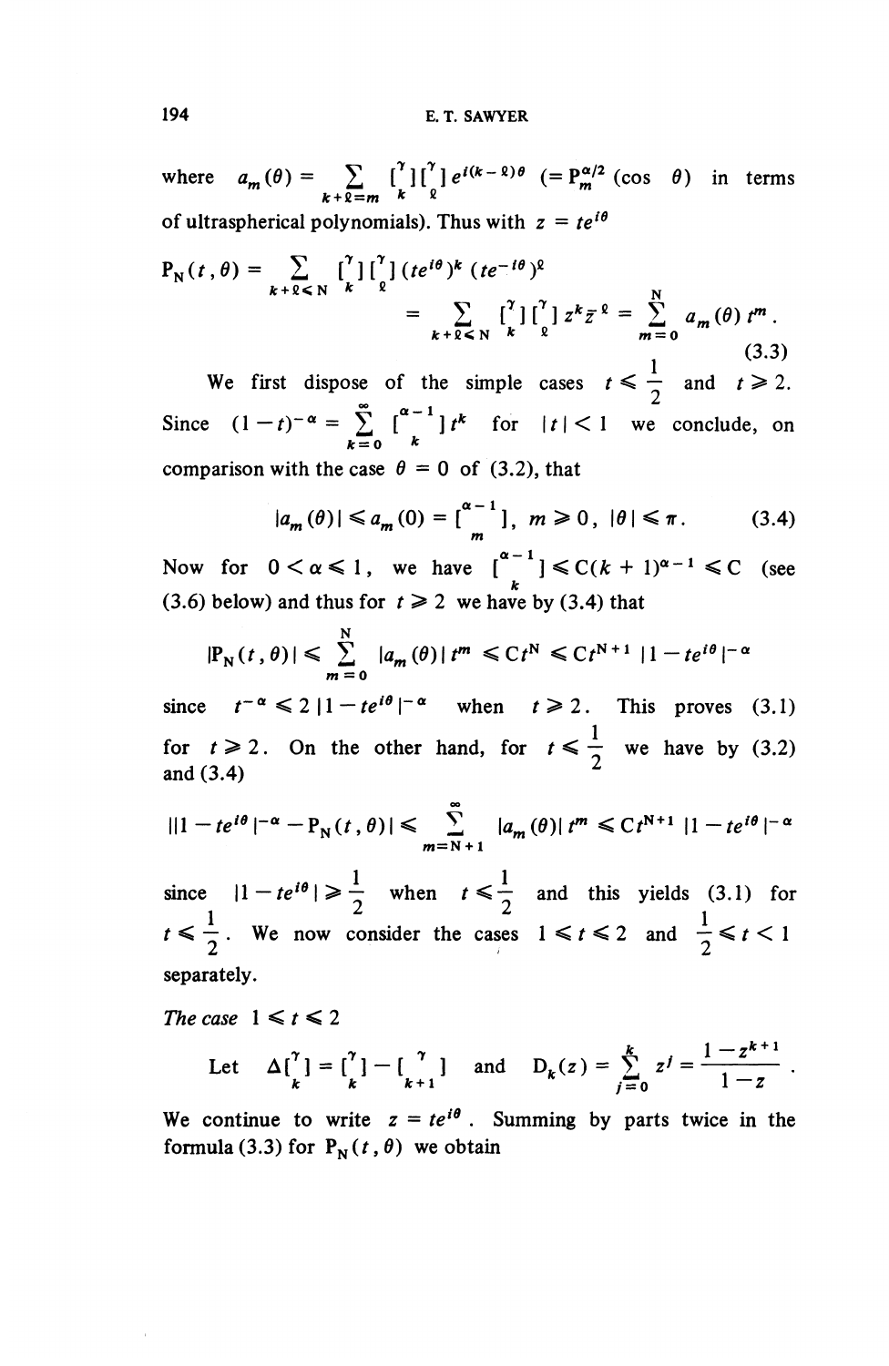where $a_m(\theta) = \sum_{k+\ell=m} \left[{\gamma \atop k}\right]\left[{\gamma \atop \ell}\right] e^{i(k-\ell)\theta}$ $(= P_m^{\alpha/2}(\cos\theta)$ in terms of ultraspherical polynomials). Thus with $z = te^{i\theta}$

$$
\begin{aligned}
P_N(t,\theta) &= \sum_{k+\ell \leqslant N} \left[{\gamma \atop k}\right]\left[{\gamma \atop \ell}\right] (te^{i\theta})^k (te^{-i\theta})^\ell \\
&= \sum_{k+\ell \leqslant N} \left[{\gamma \atop k}\right]\left[{\gamma \atop \ell}\right] z^k \bar{z}^\ell = \sum_{m=0}^{N} a_m(\theta)\, t^m .
\end{aligned} \tag{3.3}
$$

We first dispose of the simple cases $t \leqslant \frac{1}{2}$ and $t \geqslant 2$. Since $(1-t)^{-\alpha} = \sum_{k=0}^{\infty} \left[{\alpha-1 \atop k}\right] t^k$ for $|t| < 1$ we conclude, on comparison with the case $\theta = 0$ of (3.2), that

$$
|a_m(\theta)| \leqslant a_m(0) = \left[{\alpha-1 \atop m}\right], \quad m \geqslant 0, \ |\theta| \leqslant \pi . \tag{3.4}
$$

Now for $0 < \alpha \leqslant 1$, we have $\left[{\alpha-1 \atop k}\right] \leqslant C(k+1)^{\alpha-1} \leqslant C$ (see (3.6) below) and thus for $t \geqslant 2$ we have by (3.4) that

$$
|P_N(t,\theta)| \leqslant \sum_{m=0}^{N} |a_m(\theta)|\, t^m \leqslant C t^N \leqslant C t^{N+1}\, |1 - te^{i\theta}|^{-\alpha}
$$

since $t^{-\alpha} \leqslant 2\, |1 - te^{i\theta}|^{-\alpha}$ when $t \geqslant 2$. This proves (3.1) for $t \geqslant 2$. On the other hand, for $t \leqslant \frac{1}{2}$ we have by (3.2) and (3.4)

$$
\big|\, |1 - te^{i\theta}|^{-\alpha} - P_N(t,\theta) \big| \leqslant \sum_{m=N+1}^{\infty} |a_m(\theta)|\, t^m \leqslant C t^{N+1}\, |1 - te^{i\theta}|^{-\alpha}
$$

since $|1 - te^{i\theta}| \geqslant \frac{1}{2}$ when $t \leqslant \frac{1}{2}$ and this yields (3.1) for $t \leqslant \frac{1}{2}$. We now consider the cases $1 \leqslant t \leqslant 2$ and $\frac{1}{2} \leqslant t < 1$ separately.

*The case* $1 \leqslant t \leqslant 2$

Let $\Delta\left[{\gamma \atop k}\right] = \left[{\gamma \atop k}\right] - \left[{\gamma \atop k+1}\right]$ and $D_k(z) = \sum_{j=0}^{k} z^j = \dfrac{1 - z^{k+1}}{1 - z}$.

We continue to write $z = te^{i\theta}$. Summing by parts twice in the formula (3.3) for $P_N(t,\theta)$ we obtain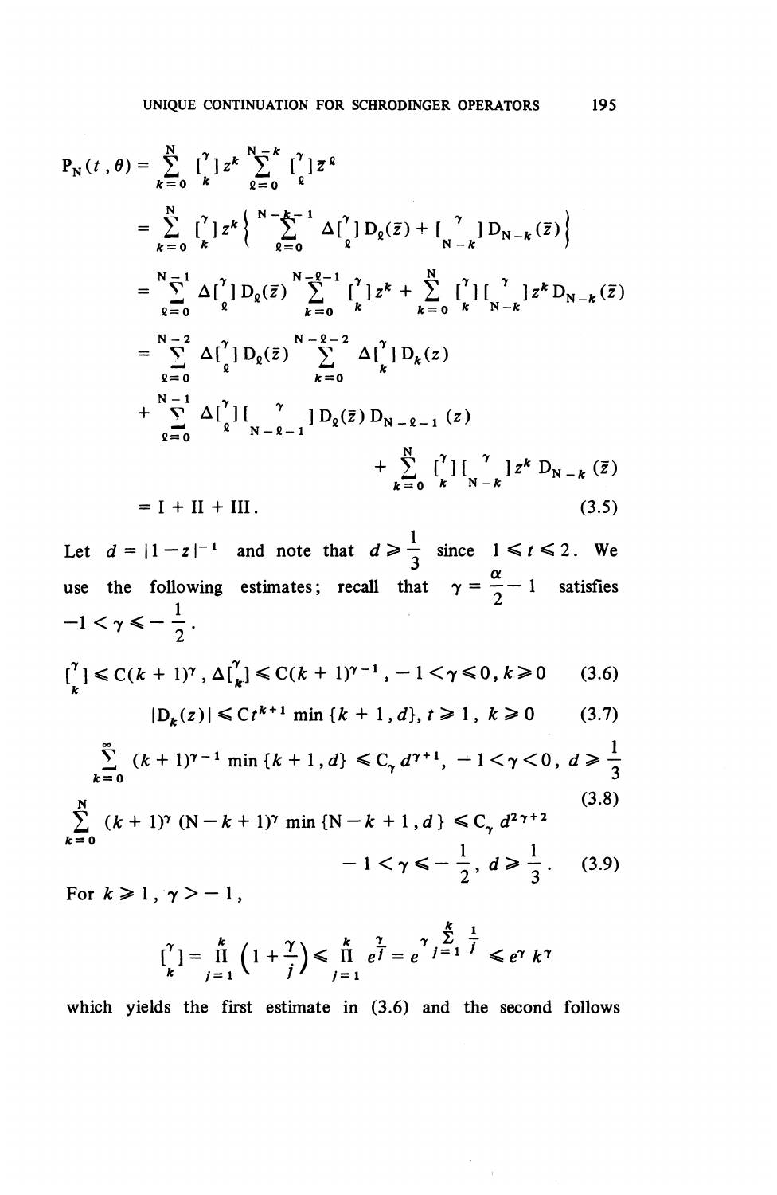$$
\begin{aligned}
P_N(t,\theta) &= \sum_{k=0}^{N} [{}^{\gamma}_{k}]z^k \sum_{\ell=0}^{N-k} [{}^{\gamma}_{\ell}]\bar{z}^{\ell} \\
&= \sum_{k=0}^{N} [{}^{\gamma}_{k}]z^k \left\{ \sum_{\ell=0}^{N-k-1} \Delta[{}^{\gamma}_{\ell}] D_{\ell}(\bar{z}) + [{}^{\ \gamma}_{N-k}] D_{N-k}(\bar{z}) \right\} \\
&= \sum_{\ell=0}^{N-1} \Delta[{}^{\gamma}_{\ell}] D_{\ell}(\bar{z}) \sum_{k=0}^{N-\ell-1} [{}^{\gamma}_{k}] z^k + \sum_{k=0}^{N} [{}^{\gamma}_{k}][{}^{\ \gamma}_{N-k}] z^k D_{N-k}(\bar{z}) \\
&= \sum_{\ell=0}^{N-2} \Delta[{}^{\gamma}_{\ell}] D_{\ell}(\bar{z}) \sum_{k=0}^{N-\ell-2} \Delta[{}^{\gamma}_{k}] D_k(z) \\
&\quad + \sum_{\ell=0}^{N-1} \Delta[{}^{\gamma}_{\ell}][{}^{\ \ \gamma}_{N-\ell-1}] D_{\ell}(\bar{z}) D_{N-\ell-1}(z) \\
&\qquad + \sum_{k=0}^{N} [{}^{\gamma}_{k}][{}^{\ \gamma}_{N-k}] z^k D_{N-k}(\bar{z}) \\
&= \text{I} + \text{II} + \text{III}. 
\end{aligned}
\tag{3.5}
$$

Let $d = |1-z|^{-1}$ and note that $d \geqslant \frac{1}{3}$ since $1 \leqslant t \leqslant 2$. We use the following estimates; recall that $\gamma = \frac{\alpha}{2} - 1$ satisfies $-1 < \gamma \leqslant -\frac{1}{2}$.

$$
[{}^{\gamma}_{k}] \leqslant C(k+1)^{\gamma}, \ \Delta[{}^{\gamma}_{k}] \leqslant C(k+1)^{\gamma-1}, \ -1<\gamma\leqslant 0, \ k \geqslant 0 \tag{3.6}
$$

$$
|D_k(z)| \leqslant Ct^{k+1} \min\{k+1, d\}, \ t \geqslant 1, \ k \geqslant 0 \tag{3.7}
$$

$$
\sum_{k=0}^{\infty} (k+1)^{\gamma-1} \min\{k+1, d\} \leqslant C_{\gamma} d^{\gamma+1}, \ -1<\gamma<0, \ d \geqslant \frac{1}{3} \tag{3.8}
$$

$$
\sum_{k=0}^{N} (k+1)^{\gamma}(N-k+1)^{\gamma} \min\{N-k+1, d\} \leqslant C_{\gamma} d^{2\gamma+2}
$$
$$
-1<\gamma\leqslant -\frac{1}{2}, \ d \geqslant \frac{1}{3}. \tag{3.9}
$$

For $k \geqslant 1$, $\gamma > -1$,

$$
[{}^{\gamma}_{k}] = \prod_{j=1}^{k}\left(1+\frac{\gamma}{j}\right) \leqslant \prod_{j=1}^{k} e^{\frac{\gamma}{j}} = e^{\gamma \sum_{j=1}^{k} \frac{1}{j}} \leqslant e^{\gamma} k^{\gamma}
$$

which yields the first estimate in (3.6) and the second follows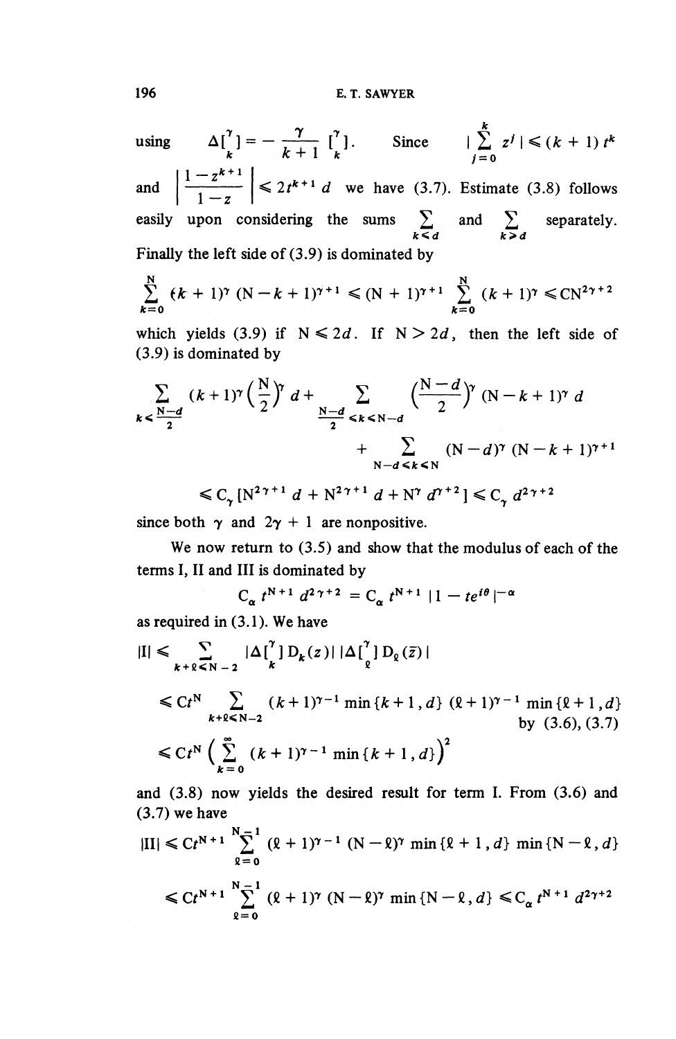using $\Delta\left[{\gamma \atop k}\right] = -\dfrac{\gamma}{k+1}\left[{\gamma \atop k}\right]$. Since $\left|\sum_{j=0}^{k} z^j\right| \leqslant (k+1)\,t^k$ and $\left|\dfrac{1-z^{k+1}}{1-z}\right| \leqslant 2t^{k+1}\,d$ we have (3.7). Estimate (3.8) follows easily upon considering the sums $\sum_{k\leqslant d}$ and $\sum_{k>d}$ separately. Finally the left side of (3.9) is dominated by

$$\sum_{k=0}^{N} (k+1)^{\gamma}\,(N-k+1)^{\gamma+1} \leqslant (N+1)^{\gamma+1} \sum_{k=0}^{N} (k+1)^{\gamma} \leqslant CN^{2\gamma+2}$$

which yields (3.9) if $N \leqslant 2d$. If $N > 2d$, then the left side of (3.9) is dominated by

$$\sum_{k<\frac{N-d}{2}} (k+1)^{\gamma}\left(\frac{N}{2}\right)^{\gamma} d + \sum_{\frac{N-d}{2}\leqslant k \leqslant N-d} \left(\frac{N-d}{2}\right)^{\gamma} (N-k+1)^{\gamma}\,d$$
$$+ \sum_{N-d\leqslant k \leqslant N} (N-d)^{\gamma}\,(N-k+1)^{\gamma+1}$$

$$\leqslant C_{\gamma}\,[N^{2\gamma+1}\,d + N^{2\gamma+1}\,d + N^{\gamma}\,d^{\gamma+2}] \leqslant C_{\gamma}\,d^{2\gamma+2}$$

since both $\gamma$ and $2\gamma+1$ are nonpositive.

We now return to (3.5) and show that the modulus of each of the terms I, II and III is dominated by

$$C_{\alpha}\,t^{N+1}\,d^{2\gamma+2} = C_{\alpha}\,t^{N+1}\,|1-te^{i\theta}|^{-\alpha}$$

as required in (3.1). We have

$$|I| \leqslant \sum_{k+\ell\leqslant N-2} \left|\Delta\left[{\gamma \atop k}\right] D_k(z)\right| \left|\Delta\left[{\gamma \atop \ell}\right] D_{\ell}(\bar{z})\right|$$

$$\leqslant Ct^{N} \sum_{k+\ell\leqslant N-2} (k+1)^{\gamma-1} \min\{k+1,d\}\,(\ell+1)^{\gamma-1} \min\{\ell+1,d\} \quad \text{by (3.6), (3.7)}$$

$$\leqslant Ct^{N}\left(\sum_{k=0}^{\infty} (k+1)^{\gamma-1} \min\{k+1,d\}\right)^2$$

and (3.8) now yields the desired result for term I. From (3.6) and (3.7) we have

$$|II| \leqslant Ct^{N+1} \sum_{\ell=0}^{N-1} (\ell+1)^{\gamma-1}\,(N-\ell)^{\gamma} \min\{\ell+1,d\} \min\{N-\ell,d\}$$

$$\leqslant Ct^{N+1} \sum_{\ell=0}^{N-1} (\ell+1)^{\gamma}\,(N-\ell)^{\gamma} \min\{N-\ell,d\} \leqslant C_{\alpha}\,t^{N+1}\,d^{2\gamma+2}$$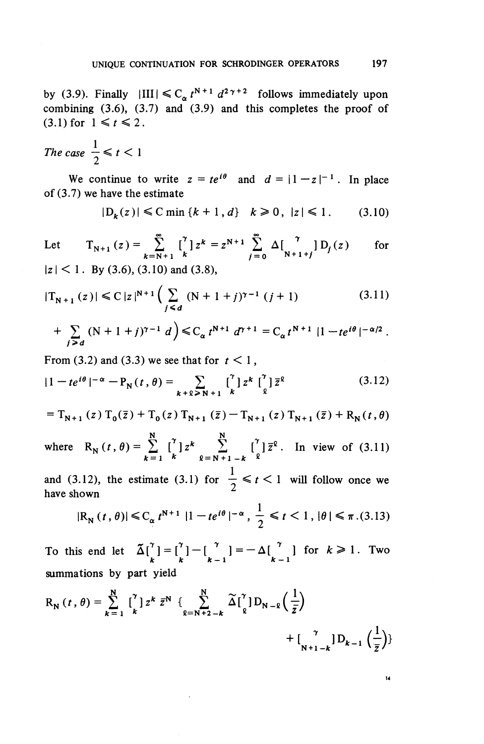by (3.9). Finally $|\mathrm{III}| \leqslant C_\alpha t^{N+1} d^{2\gamma+2}$ follows immediately upon combining (3.6), (3.7) and (3.9) and this completes the proof of (3.1) for $1 \leqslant t \leqslant 2$.

*The case* $\frac{1}{2} \leqslant t < 1$

We continue to write $z = te^{i\theta}$ and $d = |1 - z|^{-1}$. In place of (3.7) we have the estimate

$$|D_k(z)| \leqslant C \min\{k+1, d\} \quad k \geqslant 0, \ |z| \leqslant 1. \tag{3.10}$$

Let $\quad T_{N+1}(z) = \sum_{k=N+1}^{\infty} [{}^{\gamma}_{k}] z^k = z^{N+1} \sum_{j=0}^{\infty} \Delta[{}^{\gamma}_{N+1+j}] D_j(z) \quad$ for $|z| < 1$. By (3.6), (3.10) and (3.8),

$$|T_{N+1}(z)| \leqslant C |z|^{N+1} \Big( \sum_{j \leqslant d} (N+1+j)^{\gamma-1}(j+1) \tag{3.11}$$

$$+ \sum_{j > d} (N+1+j)^{\gamma-1} d \Big) \leqslant C_\alpha t^{N+1} d^{\gamma+1} = C_\alpha t^{N+1} |1 - te^{i\theta}|^{-\alpha/2}.$$

From (3.2) and (3.3) we see that for $t < 1$,

$$|1 - te^{i\theta}|^{-\alpha} - P_N(t, \theta) = \sum_{k+\ell \geqslant N+1} [{}^{\gamma}_{k}] z^k [{}^{\gamma}_{\ell}] \bar{z}^\ell \tag{3.12}$$

$$= T_{N+1}(z) T_0(\bar{z}) + T_0(z) T_{N+1}(\bar{z}) - T_{N+1}(z) T_{N+1}(\bar{z}) + R_N(t, \theta)$$

where $R_N(t, \theta) = \sum_{k=1}^{N} [{}^{\gamma}_{k}] z^k \sum_{\ell=N+1-k}^{N} [{}^{\gamma}_{\ell}] \bar{z}^\ell$. In view of (3.11) and (3.12), the estimate (3.1) for $\frac{1}{2} \leqslant t < 1$ will follow once we have shown

$$|R_N(t, \theta)| \leqslant C_\alpha t^{N+1} |1 - te^{i\theta}|^{-\alpha}, \ \frac{1}{2} \leqslant t < 1, \ |\theta| \leqslant \pi. \tag{3.13}$$

To this end let $\tilde{\Delta}[{}^{\gamma}_{k}] = [{}^{\gamma}_{k}] - [{}^{\ \ \gamma}_{k-1}] = -\Delta[{}^{\ \ \gamma}_{k-1}]$ for $k \geqslant 1$. Two summations by part yield

$$R_N(t, \theta) = \sum_{k=1}^{N} [{}^{\gamma}_{k}] z^k \bar{z}^N \Big\{ \sum_{\ell=N+2-k}^{N} \tilde{\Delta}[{}^{\gamma}_{\ell}] D_{N-\ell}\Big(\frac{1}{\bar{z}}\Big)$$

$$+ [{}^{\ \ \ \gamma}_{N+1-k}] D_{k-1}\Big(\frac{1}{\bar{z}}\Big)\Big\}$$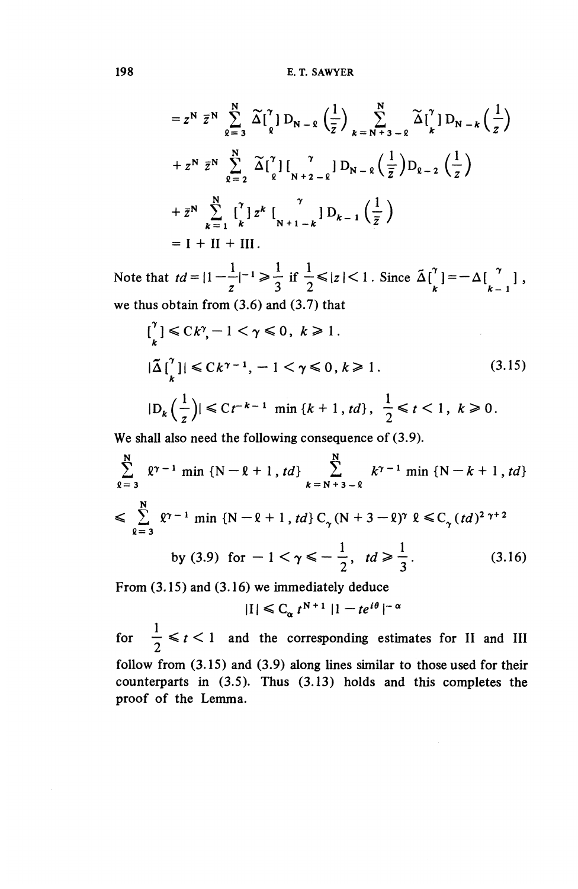$$= z^N \bar{z}^N \sum_{\ell=3}^{N} \widetilde{\Delta}[{}^{\gamma}_{\ell}]\, D_{N-\ell}\left(\frac{1}{\bar{z}}\right) \sum_{k=N+3-\ell}^{N} \widetilde{\Delta}[{}^{\gamma}_{k}]\, D_{N-k}\left(\frac{1}{z}\right)$$

$$+ z^N \bar{z}^N \sum_{\ell=2}^{N} \widetilde{\Delta}[{}^{\gamma}_{\ell}]\, [{}_{N+2-\ell}^{\ \ \gamma}]\, D_{N-\ell}\left(\frac{1}{\bar{z}}\right) D_{\ell-2}\left(\frac{1}{z}\right)$$

$$+ \bar{z}^N \sum_{k=1}^{N} [{}^{\gamma}_{k}]\, z^k\, [{}_{N+1-k}^{\ \ \gamma}]\, D_{k-1}\left(\frac{1}{\bar{z}}\right)$$

$$= \mathrm{I} + \mathrm{II} + \mathrm{III}.$$

Note that $td = |1 - \frac{1}{z}|^{-1} \geqslant \frac{1}{3}$ if $\frac{1}{2} \leqslant |z| < 1$. Since $\widetilde{\Delta}[{}^{\gamma}_{k}] = -\Delta[{}_{k-1}^{\ \gamma}]$, we thus obtain from (3.6) and (3.7) that

$$[{}^{\gamma}_{k}] \leqslant Ck^{\gamma}, -1 < \gamma \leqslant 0,\ k \geqslant 1.$$

$$|\widetilde{\Delta}[{}^{\gamma}_{k}]| \leqslant Ck^{\gamma-1}, -1 < \gamma \leqslant 0, k \geqslant 1. \tag{3.15}$$

$$|D_k\left(\frac{1}{z}\right)| \leqslant Ct^{-k-1} \min\{k+1, td\},\ \frac{1}{2} \leqslant t < 1,\ k \geqslant 0.$$

We shall also need the following consequence of (3.9).

$$\sum_{\ell=3}^{N} \ell^{\gamma-1} \min\{N-\ell+1, td\} \sum_{k=N+3-\ell}^{N} k^{\gamma-1} \min\{N-k+1, td\}$$

$$\leqslant \sum_{\ell=3}^{N} \ell^{\gamma-1} \min\{N-\ell+1, td\}\, C_\gamma (N+3-\ell)^{\gamma}\, \ell \leqslant C_\gamma (td)^{2\gamma+2}$$

$$\text{by (3.9) for } -1 < \gamma \leqslant -\frac{1}{2},\ td \geqslant \frac{1}{3}. \tag{3.16}$$

From (3.15) and (3.16) we immediately deduce

$$|\mathrm{I}| \leqslant C_\alpha t^{N+1} |1 - te^{i\theta}|^{-\alpha}$$

for $\frac{1}{2} \leqslant t < 1$ and the corresponding estimates for II and III follow from (3.15) and (3.9) along lines similar to those used for their counterparts in (3.5). Thus (3.13) holds and this completes the proof of the Lemma.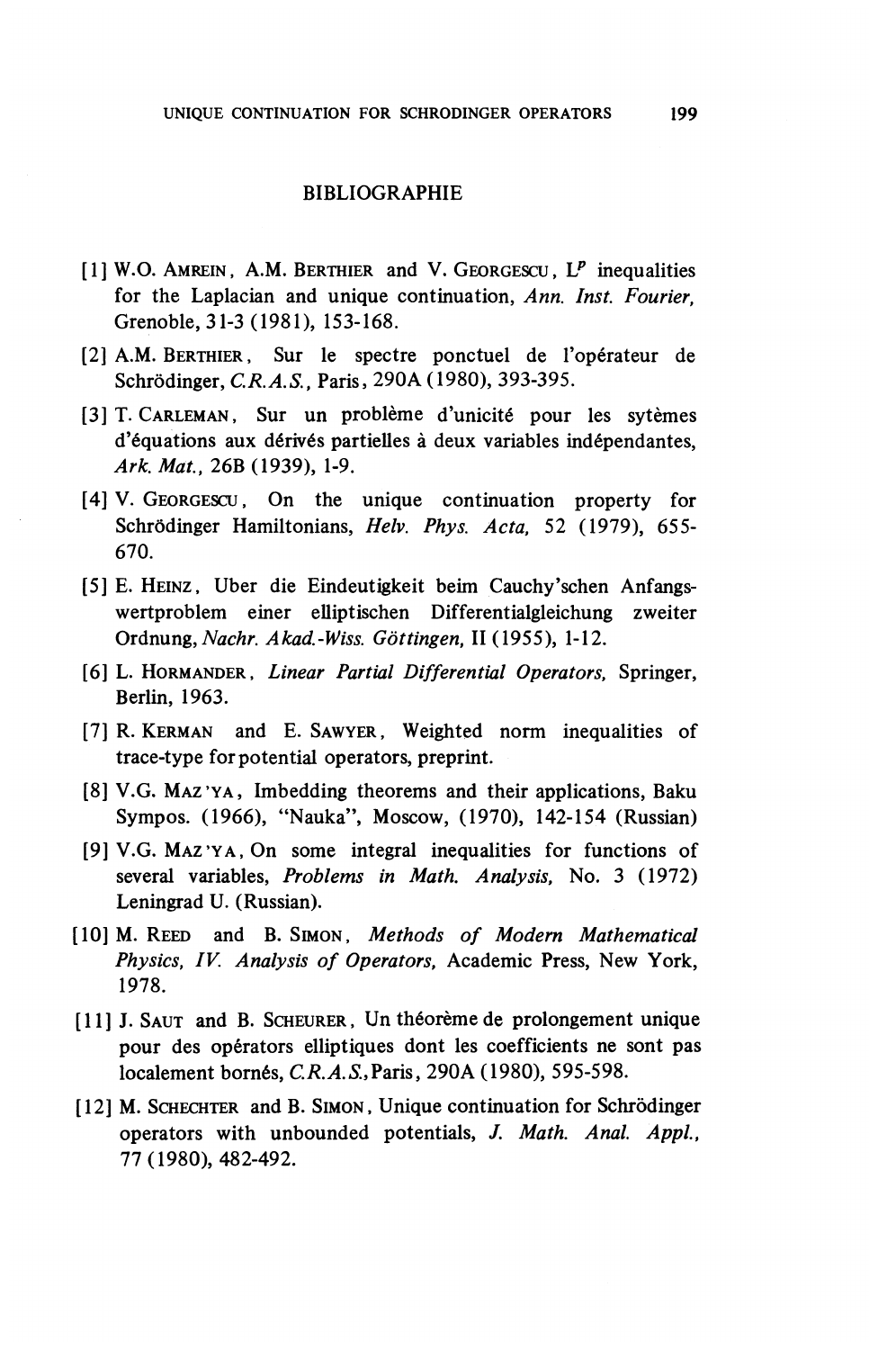## BIBLIOGRAPHIE

[1] W.O. AMREIN, A.M. BERTHIER and V. GEORGESCU, $L^p$ inequalities for the Laplacian and unique continuation, *Ann. Inst. Fourier*, Grenoble, 31-3 (1981), 153-168.

[2] A.M. BERTHIER, Sur le spectre ponctuel de l'opérateur de Schrödinger, *C.R.A.S.*, Paris, 290A (1980), 393-395.

[3] T. CARLEMAN, Sur un problème d'unicité pour les sytèmes d'équations aux dérivés partielles à deux variables indépendantes, *Ark. Mat.*, 26B (1939), 1-9.

[4] V. GEORGESCU, On the unique continuation property for Schrödinger Hamiltonians, *Helv. Phys. Acta*, 52 (1979), 655-670.

[5] E. HEINZ, Uber die Eindeutigkeit beim Cauchy'schen Anfangswertproblem einer elliptischen Differentialgleichung zweiter Ordnung, *Nachr. Akad.-Wiss. Göttingen*, II (1955), 1-12.

[6] L. HORMANDER, *Linear Partial Differential Operators*, Springer, Berlin, 1963.

[7] R. KERMAN and E. SAWYER, Weighted norm inequalities of trace-type for potential operators, preprint.

[8] V.G. MAZ'YA, Imbedding theorems and their applications, Baku Sympos. (1966), "Nauka", Moscow, (1970), 142-154 (Russian)

[9] V.G. MAZ'YA, On some integral inequalities for functions of several variables, *Problems in Math. Analysis*, No. 3 (1972) Leningrad U. (Russian).

[10] M. REED and B. SIMON, *Methods of Modern Mathematical Physics, IV. Analysis of Operators*, Academic Press, New York, 1978.

[11] J. SAUT and B. SCHEURER, Un théorème de prolongement unique pour des opérators elliptiques dont les coefficients ne sont pas localement bornés, *C.R.A.S.*, Paris, 290A (1980), 595-598.

[12] M. SCHECHTER and B. SIMON, Unique continuation for Schrödinger operators with unbounded potentials, *J. Math. Anal. Appl.*, 77 (1980), 482-492.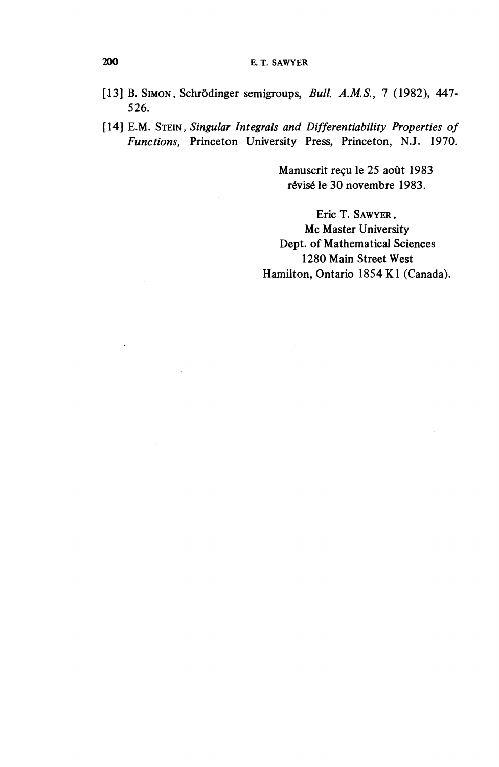[13] B. Simon, Schrödinger semigroups, *Bull. A.M.S.*, 7 (1982), 447-526.

[14] E.M. Stein, *Singular Integrals and Differentiability Properties of Functions*, Princeton University Press, Princeton, N.J. 1970.

Manuscrit reçu le 25 août 1983
révisé le 30 novembre 1983.

Eric T. Sawyer,
Mc Master University
Dept. of Mathematical Sciences
1280 Main Street West
Hamilton, Ontario 1854 K1 (Canada).